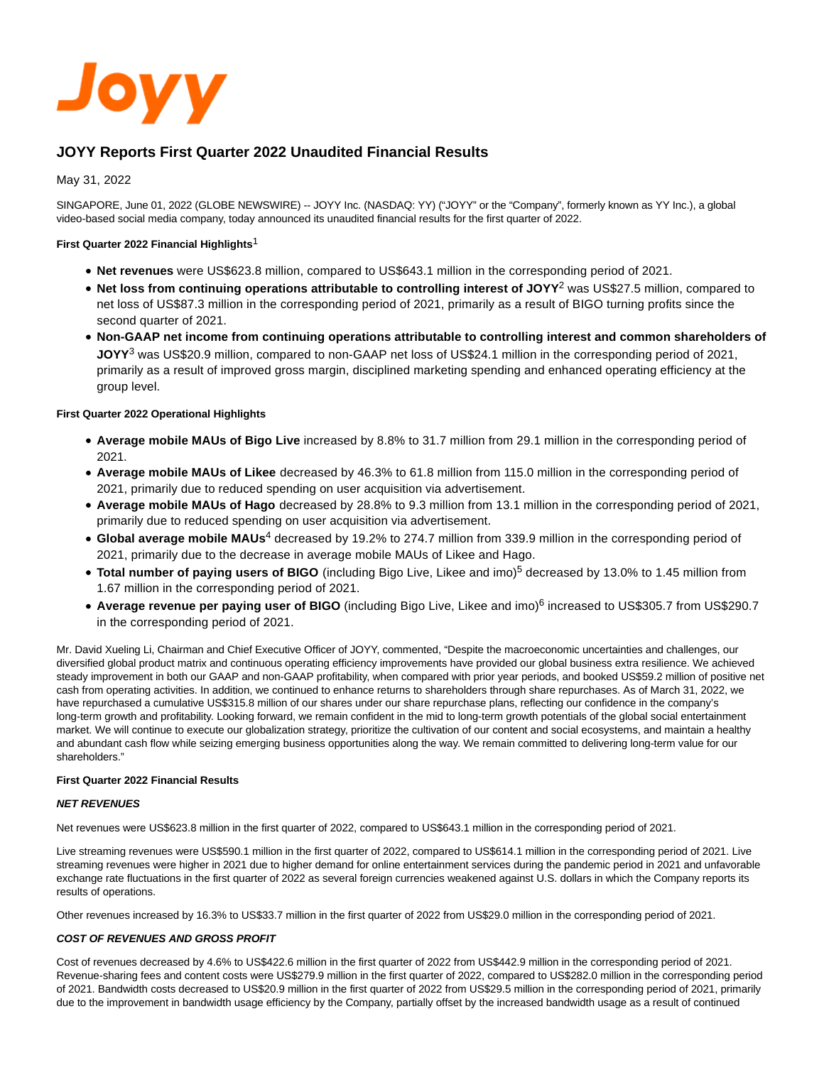Joyy

# JOYY Reports First Quarter 2022 Unaudited Financial Results

May 31, 2022

SINGAPORE, June 01, 2022 (GLOBE NEWSWIRE) -- JOYY Inc. (NASDAQ: YY) ("JOYY" or the "Company", formerly known as YY Inc.), a global video-based social media company, today announced its unaudited financial results for the first quarter of 2022.

**First Quarter 2022 Financial Highlights**[1]

- **Net revenues** were US$623.8 million, compared to US$643.1 million in the corresponding period of 2021.
- **Net loss from continuing operations attributable to controlling interest of JOYY**[2] was US$27.5 million, compared to net loss of US$87.3 million in the corresponding period of 2021, primarily as a result of BIGO turning profits since the second quarter of 2021.
- **Non-GAAP net income from continuing operations attributable to controlling interest and common shareholders of JOYY**[3] was US$20.9 million, compared to non-GAAP net loss of US$24.1 million in the corresponding period of 2021, primarily as a result of improved gross margin, disciplined marketing spending and enhanced operating efficiency at the group level.

**First Quarter 2022 Operational Highlights**

- **Average mobile MAUs of Bigo Live** increased by 8.8% to 31.7 million from 29.1 million in the corresponding period of 2021.
- **Average mobile MAUs of Likee** decreased by 46.3% to 61.8 million from 115.0 million in the corresponding period of 2021, primarily due to reduced spending on user acquisition via advertisement.
- **Average mobile MAUs of Hago** decreased by 28.8% to 9.3 million from 13.1 million in the corresponding period of 2021, primarily due to reduced spending on user acquisition via advertisement.
- **Global average mobile MAUs**[4] decreased by 19.2% to 274.7 million from 339.9 million in the corresponding period of 2021, primarily due to the decrease in average mobile MAUs of Likee and Hago.
- **Total number of paying users of BIGO** (including Bigo Live, Likee and imo)[5] decreased by 13.0% to 1.45 million from 1.67 million in the corresponding period of 2021.
- **Average revenue per paying user of BIGO** (including Bigo Live, Likee and imo)[6] increased to US$305.7 from US$290.7 in the corresponding period of 2021.

Mr. David Xueling Li, Chairman and Chief Executive Officer of JOYY, commented, "Despite the macroeconomic uncertainties and challenges, our diversified global product matrix and continuous operating efficiency improvements have provided our global business extra resilience. We achieved steady improvement in both our GAAP and non-GAAP profitability, when compared with prior year periods, and booked US$59.2 million of positive net cash from operating activities. In addition, we continued to enhance returns to shareholders through share repurchases. As of March 31, 2022, we have repurchased a cumulative US$315.8 million of our shares under our share repurchase plans, reflecting our confidence in the company's long-term growth and profitability. Looking forward, we remain confident in the mid to long-term growth potentials of the global social entertainment market. We will continue to execute our globalization strategy, prioritize the cultivation of our content and social ecosystems, and maintain a healthy and abundant cash flow while seizing emerging business opportunities along the way. We remain committed to delivering long-term value for our shareholders."

**First Quarter 2022 Financial Results**

***NET REVENUES***

Net revenues were US$623.8 million in the first quarter of 2022, compared to US$643.1 million in the corresponding period of 2021.

Live streaming revenues were US$590.1 million in the first quarter of 2022, compared to US$614.1 million in the corresponding period of 2021. Live streaming revenues were higher in 2021 due to higher demand for online entertainment services during the pandemic period in 2021 and unfavorable exchange rate fluctuations in the first quarter of 2022 as several foreign currencies weakened against U.S. dollars in which the Company reports its results of operations.

Other revenues increased by 16.3% to US$33.7 million in the first quarter of 2022 from US$29.0 million in the corresponding period of 2021.

***COST OF REVENUES AND GROSS PROFIT***

Cost of revenues decreased by 4.6% to US$422.6 million in the first quarter of 2022 from US$442.9 million in the corresponding period of 2021. Revenue-sharing fees and content costs were US$279.9 million in the first quarter of 2022, compared to US$282.0 million in the corresponding period of 2021. Bandwidth costs decreased to US$20.9 million in the first quarter of 2022 from US$29.5 million in the corresponding period of 2021, primarily due to the improvement in bandwidth usage efficiency by the Company, partially offset by the increased bandwidth usage as a result of continued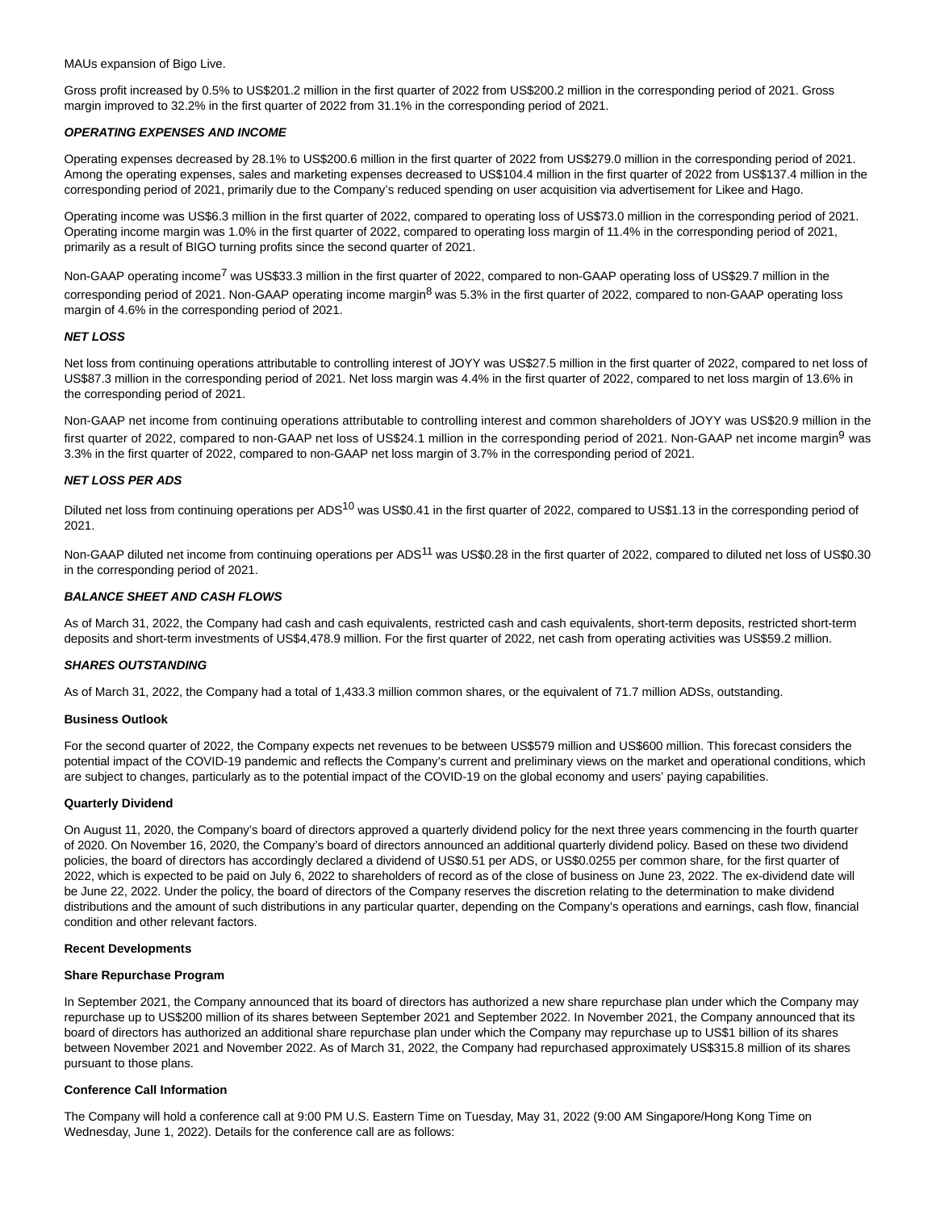MAUs expansion of Bigo Live.

Gross profit increased by 0.5% to US$201.2 million in the first quarter of 2022 from US$200.2 million in the corresponding period of 2021. Gross margin improved to 32.2% in the first quarter of 2022 from 31.1% in the corresponding period of 2021.

***OPERATING EXPENSES AND INCOME***

Operating expenses decreased by 28.1% to US$200.6 million in the first quarter of 2022 from US$279.0 million in the corresponding period of 2021. Among the operating expenses, sales and marketing expenses decreased to US$104.4 million in the first quarter of 2022 from US$137.4 million in the corresponding period of 2021, primarily due to the Company's reduced spending on user acquisition via advertisement for Likee and Hago.

Operating income was US$6.3 million in the first quarter of 2022, compared to operating loss of US$73.0 million in the corresponding period of 2021. Operating income margin was 1.0% in the first quarter of 2022, compared to operating loss margin of 11.4% in the corresponding period of 2021, primarily as a result of BIGO turning profits since the second quarter of 2021.

Non-GAAP operating income[7] was US$33.3 million in the first quarter of 2022, compared to non-GAAP operating loss of US$29.7 million in the corresponding period of 2021. Non-GAAP operating income margin[8] was 5.3% in the first quarter of 2022, compared to non-GAAP operating loss margin of 4.6% in the corresponding period of 2021.

***NET LOSS***

Net loss from continuing operations attributable to controlling interest of JOYY was US$27.5 million in the first quarter of 2022, compared to net loss of US$87.3 million in the corresponding period of 2021. Net loss margin was 4.4% in the first quarter of 2022, compared to net loss margin of 13.6% in the corresponding period of 2021.

Non-GAAP net income from continuing operations attributable to controlling interest and common shareholders of JOYY was US$20.9 million in the first quarter of 2022, compared to non-GAAP net loss of US$24.1 million in the corresponding period of 2021. Non-GAAP net income margin[9] was 3.3% in the first quarter of 2022, compared to non-GAAP net loss margin of 3.7% in the corresponding period of 2021.

***NET LOSS PER ADS***

Diluted net loss from continuing operations per ADS[10] was US$0.41 in the first quarter of 2022, compared to US$1.13 in the corresponding period of 2021.

Non-GAAP diluted net income from continuing operations per ADS[11] was US$0.28 in the first quarter of 2022, compared to diluted net loss of US$0.30 in the corresponding period of 2021.

***BALANCE SHEET AND CASH FLOWS***

As of March 31, 2022, the Company had cash and cash equivalents, restricted cash and cash equivalents, short-term deposits, restricted short-term deposits and short-term investments of US$4,478.9 million. For the first quarter of 2022, net cash from operating activities was US$59.2 million.

***SHARES OUTSTANDING***

As of March 31, 2022, the Company had a total of 1,433.3 million common shares, or the equivalent of 71.7 million ADSs, outstanding.

**Business Outlook**

For the second quarter of 2022, the Company expects net revenues to be between US$579 million and US$600 million. This forecast considers the potential impact of the COVID-19 pandemic and reflects the Company's current and preliminary views on the market and operational conditions, which are subject to changes, particularly as to the potential impact of the COVID-19 on the global economy and users' paying capabilities.

**Quarterly Dividend**

On August 11, 2020, the Company's board of directors approved a quarterly dividend policy for the next three years commencing in the fourth quarter of 2020. On November 16, 2020, the Company's board of directors announced an additional quarterly dividend policy. Based on these two dividend policies, the board of directors has accordingly declared a dividend of US$0.51 per ADS, or US$0.0255 per common share, for the first quarter of 2022, which is expected to be paid on July 6, 2022 to shareholders of record as of the close of business on June 23, 2022. The ex-dividend date will be June 22, 2022. Under the policy, the board of directors of the Company reserves the discretion relating to the determination to make dividend distributions and the amount of such distributions in any particular quarter, depending on the Company's operations and earnings, cash flow, financial condition and other relevant factors.

**Recent Developments**

**Share Repurchase Program**

In September 2021, the Company announced that its board of directors has authorized a new share repurchase plan under which the Company may repurchase up to US$200 million of its shares between September 2021 and September 2022. In November 2021, the Company announced that its board of directors has authorized an additional share repurchase plan under which the Company may repurchase up to US$1 billion of its shares between November 2021 and November 2022. As of March 31, 2022, the Company had repurchased approximately US$315.8 million of its shares pursuant to those plans.

**Conference Call Information**

The Company will hold a conference call at 9:00 PM U.S. Eastern Time on Tuesday, May 31, 2022 (9:00 AM Singapore/Hong Kong Time on Wednesday, June 1, 2022). Details for the conference call are as follows: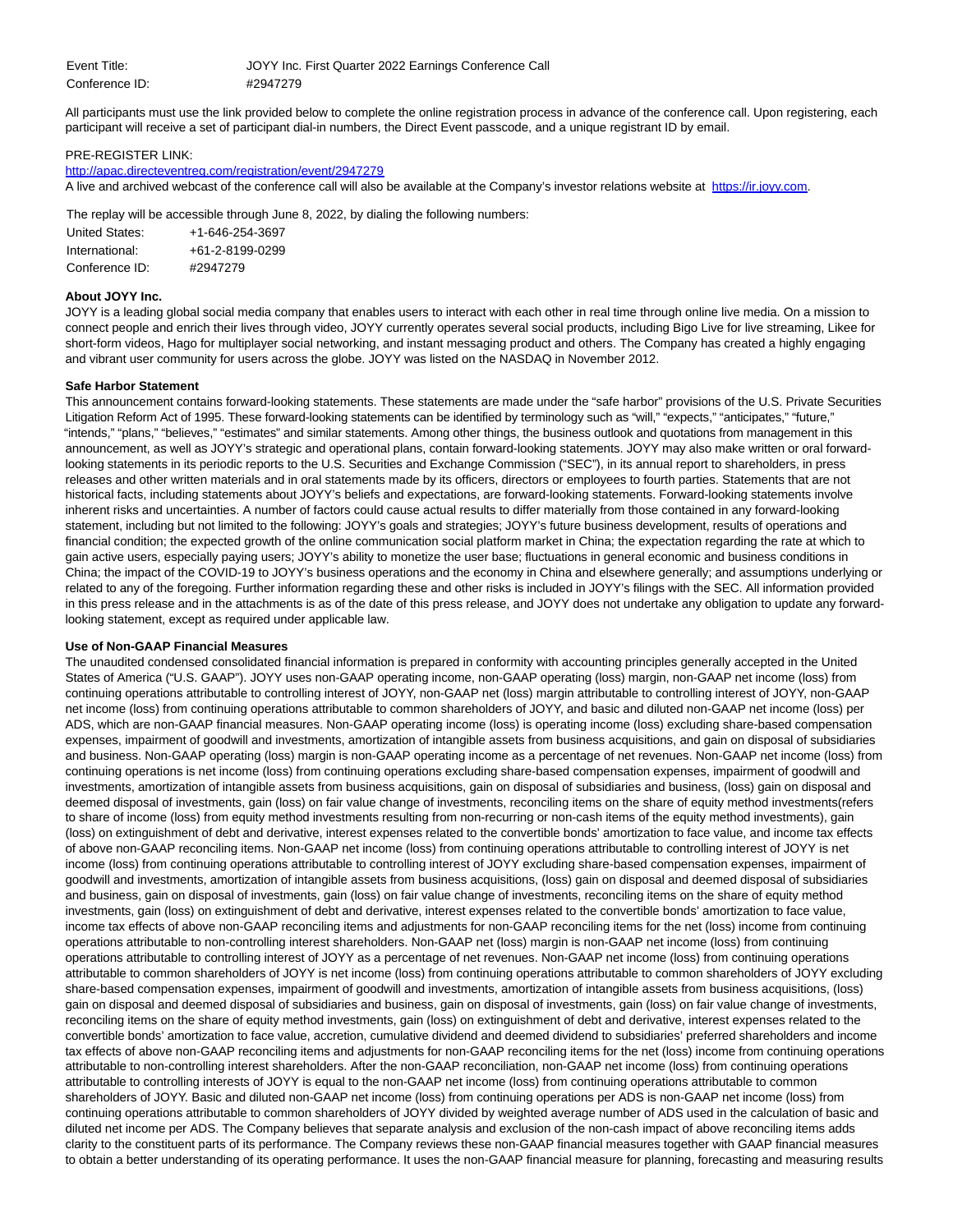| Event Title: | JOYY Inc. First Quarter 2022 Earnings Conference Call |
| --- | --- |
| Conference ID: | #2947279 |

All participants must use the link provided below to complete the online registration process in advance of the conference call. Upon registering, each participant will receive a set of participant dial-in numbers, the Direct Event passcode, and a unique registrant ID by email.

PRE-REGISTER LINK:
http://apac.directeventreg.com/registration/event/2947279
A live and archived webcast of the conference call will also be available at the Company's investor relations website at https://ir.joyy.com.

The replay will be accessible through June 8, 2022, by dialing the following numbers:

| United States: | +1-646-254-3697 |
| --- | --- |
| International: | +61-2-8199-0299 |
| Conference ID: | #2947279 |

**About JOYY Inc.**

JOYY is a leading global social media company that enables users to interact with each other in real time through online live media. On a mission to connect people and enrich their lives through video, JOYY currently operates several social products, including Bigo Live for live streaming, Likee for short-form videos, Hago for multiplayer social networking, and instant messaging product and others. The Company has created a highly engaging and vibrant user community for users across the globe. JOYY was listed on the NASDAQ in November 2012.

**Safe Harbor Statement**

This announcement contains forward-looking statements. These statements are made under the "safe harbor" provisions of the U.S. Private Securities Litigation Reform Act of 1995. These forward-looking statements can be identified by terminology such as "will," "expects," "anticipates," "future," "intends," "plans," "believes," "estimates" and similar statements. Among other things, the business outlook and quotations from management in this announcement, as well as JOYY's strategic and operational plans, contain forward-looking statements. JOYY may also make written or oral forward-looking statements in its periodic reports to the U.S. Securities and Exchange Commission ("SEC"), in its annual report to shareholders, in press releases and other written materials and in oral statements made by its officers, directors or employees to fourth parties. Statements that are not historical facts, including statements about JOYY's beliefs and expectations, are forward-looking statements. Forward-looking statements involve inherent risks and uncertainties. A number of factors could cause actual results to differ materially from those contained in any forward-looking statement, including but not limited to the following: JOYY's goals and strategies; JOYY's future business development, results of operations and financial condition; the expected growth of the online communication social platform market in China; the expectation regarding the rate at which to gain active users, especially paying users; JOYY's ability to monetize the user base; fluctuations in general economic and business conditions in China; the impact of the COVID-19 to JOYY's business operations and the economy in China and elsewhere generally; and assumptions underlying or related to any of the foregoing. Further information regarding these and other risks is included in JOYY's filings with the SEC. All information provided in this press release and in the attachments is as of the date of this press release, and JOYY does not undertake any obligation to update any forward-looking statement, except as required under applicable law.

**Use of Non-GAAP Financial Measures**

The unaudited condensed consolidated financial information is prepared in conformity with accounting principles generally accepted in the United States of America ("U.S. GAAP"). JOYY uses non-GAAP operating income, non-GAAP operating (loss) margin, non-GAAP net income (loss) from continuing operations attributable to controlling interest of JOYY, non-GAAP net (loss) margin attributable to controlling interest of JOYY, non-GAAP net income (loss) from continuing operations attributable to common shareholders of JOYY, and basic and diluted non-GAAP net income (loss) per ADS, which are non-GAAP financial measures. Non-GAAP operating income (loss) is operating income (loss) excluding share-based compensation expenses, impairment of goodwill and investments, amortization of intangible assets from business acquisitions, and gain on disposal of subsidiaries and business. Non-GAAP operating (loss) margin is non-GAAP operating income as a percentage of net revenues. Non-GAAP net income (loss) from continuing operations is net income (loss) from continuing operations excluding share-based compensation expenses, impairment of goodwill and investments, amortization of intangible assets from business acquisitions, gain on disposal of subsidiaries and business, (loss) gain on disposal and deemed disposal of investments, gain (loss) on fair value change of investments, reconciling items on the share of equity method investments(refers to share of income (loss) from equity method investments resulting from non-recurring or non-cash items of the equity method investments), gain (loss) on extinguishment of debt and derivative, interest expenses related to the convertible bonds' amortization to face value, and income tax effects of above non-GAAP reconciling items. Non-GAAP net income (loss) from continuing operations attributable to controlling interest of JOYY is net income (loss) from continuing operations attributable to controlling interest of JOYY excluding share-based compensation expenses, impairment of goodwill and investments, amortization of intangible assets from business acquisitions, (loss) gain on disposal and deemed disposal of subsidiaries and business, gain on disposal of investments, gain (loss) on fair value change of investments, reconciling items on the share of equity method investments, gain (loss) on extinguishment of debt and derivative, interest expenses related to the convertible bonds' amortization to face value, income tax effects of above non-GAAP reconciling items and adjustments for non-GAAP reconciling items for the net (loss) income from continuing operations attributable to non-controlling interest shareholders. Non-GAAP net (loss) margin is non-GAAP net income (loss) from continuing operations attributable to controlling interest of JOYY as a percentage of net revenues. Non-GAAP net income (loss) from continuing operations attributable to common shareholders of JOYY is net income (loss) from continuing operations attributable to common shareholders of JOYY excluding share-based compensation expenses, impairment of goodwill and investments, amortization of intangible assets from business acquisitions, (loss) gain on disposal and deemed disposal of subsidiaries and business, gain on disposal of investments, gain (loss) on fair value change of investments, reconciling items on the share of equity method investments, gain (loss) on extinguishment of debt and derivative, interest expenses related to the convertible bonds' amortization to face value, accretion, cumulative dividend and deemed dividend to subsidiaries' preferred shareholders and income tax effects of above non-GAAP reconciling items and adjustments for non-GAAP reconciling items for the net (loss) income from continuing operations attributable to non-controlling interest shareholders. After the non-GAAP reconciliation, non-GAAP net income (loss) from continuing operations attributable to controlling interests of JOYY is equal to the non-GAAP net income (loss) from continuing operations attributable to common shareholders of JOYY. Basic and diluted non-GAAP net income (loss) from continuing operations per ADS is non-GAAP net income (loss) from continuing operations attributable to common shareholders of JOYY divided by weighted average number of ADS used in the calculation of basic and diluted net income per ADS. The Company believes that separate analysis and exclusion of the non-cash impact of above reconciling items adds clarity to the constituent parts of its performance. The Company reviews these non-GAAP financial measures together with GAAP financial measures to obtain a better understanding of its operating performance. It uses the non-GAAP financial measure for planning, forecasting and measuring results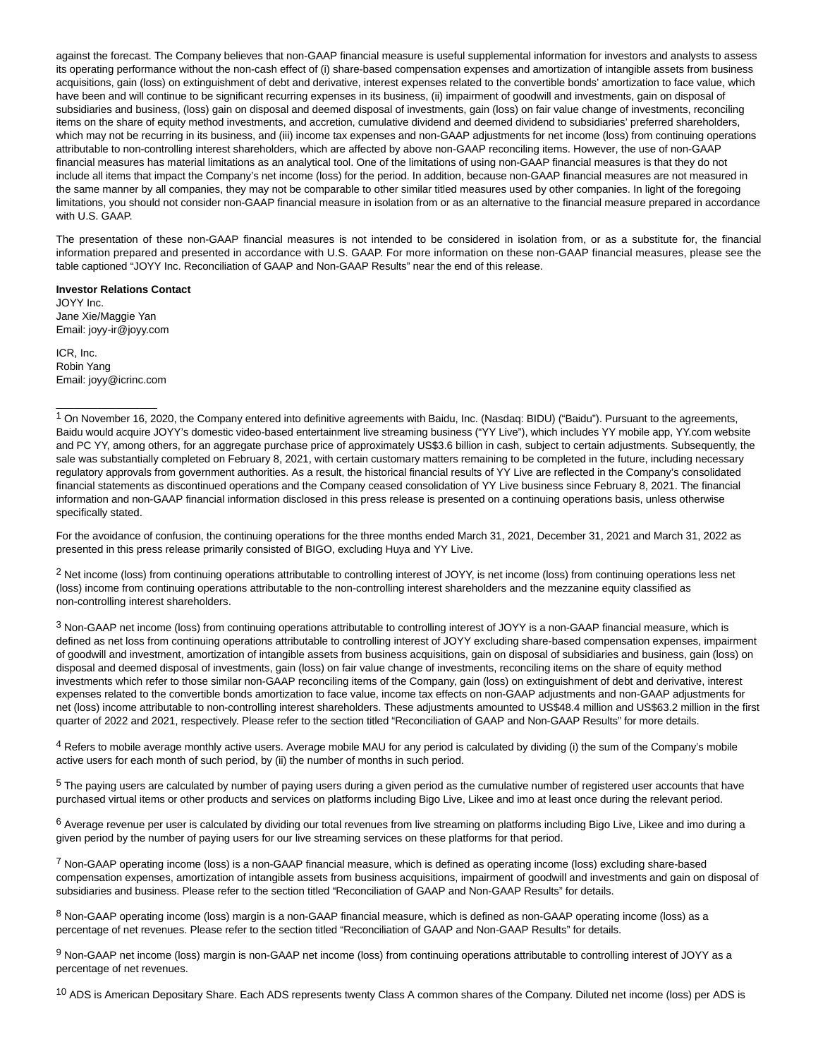against the forecast. The Company believes that non-GAAP financial measure is useful supplemental information for investors and analysts to assess its operating performance without the non-cash effect of (i) share-based compensation expenses and amortization of intangible assets from business acquisitions, gain (loss) on extinguishment of debt and derivative, interest expenses related to the convertible bonds' amortization to face value, which have been and will continue to be significant recurring expenses in its business, (ii) impairment of goodwill and investments, gain on disposal of subsidiaries and business, (loss) gain on disposal and deemed disposal of investments, gain (loss) on fair value change of investments, reconciling items on the share of equity method investments, and accretion, cumulative dividend and deemed dividend to subsidiaries' preferred shareholders, which may not be recurring in its business, and (iii) income tax expenses and non-GAAP adjustments for net income (loss) from continuing operations attributable to non-controlling interest shareholders, which are affected by above non-GAAP reconciling items. However, the use of non-GAAP financial measures has material limitations as an analytical tool. One of the limitations of using non-GAAP financial measures is that they do not include all items that impact the Company's net income (loss) for the period. In addition, because non-GAAP financial measures are not measured in the same manner by all companies, they may not be comparable to other similar titled measures used by other companies. In light of the foregoing limitations, you should not consider non-GAAP financial measure in isolation from or as an alternative to the financial measure prepared in accordance with U.S. GAAP.

The presentation of these non-GAAP financial measures is not intended to be considered in isolation from, or as a substitute for, the financial information prepared and presented in accordance with U.S. GAAP. For more information on these non-GAAP financial measures, please see the table captioned "JOYY Inc. Reconciliation of GAAP and Non-GAAP Results" near the end of this release.

**Investor Relations Contact**
JOYY Inc.
Jane Xie/Maggie Yan
Email: joyy-ir@joyy.com

ICR, Inc.
Robin Yang
Email: joyy@icrinc.com

---

[1] On November 16, 2020, the Company entered into definitive agreements with Baidu, Inc. (Nasdaq: BIDU) ("Baidu"). Pursuant to the agreements, Baidu would acquire JOYY's domestic video-based entertainment live streaming business ("YY Live"), which includes YY mobile app, YY.com website and PC YY, among others, for an aggregate purchase price of approximately US$3.6 billion in cash, subject to certain adjustments. Subsequently, the sale was substantially completed on February 8, 2021, with certain customary matters remaining to be completed in the future, including necessary regulatory approvals from government authorities. As a result, the historical financial results of YY Live are reflected in the Company's consolidated financial statements as discontinued operations and the Company ceased consolidation of YY Live business since February 8, 2021. The financial information and non-GAAP financial information disclosed in this press release is presented on a continuing operations basis, unless otherwise specifically stated.

For the avoidance of confusion, the continuing operations for the three months ended March 31, 2021, December 31, 2021 and March 31, 2022 as presented in this press release primarily consisted of BIGO, excluding Huya and YY Live.

[2] Net income (loss) from continuing operations attributable to controlling interest of JOYY, is net income (loss) from continuing operations less net (loss) income from continuing operations attributable to the non-controlling interest shareholders and the mezzanine equity classified as non-controlling interest shareholders.

[3] Non-GAAP net income (loss) from continuing operations attributable to controlling interest of JOYY is a non-GAAP financial measure, which is defined as net loss from continuing operations attributable to controlling interest of JOYY excluding share-based compensation expenses, impairment of goodwill and investment, amortization of intangible assets from business acquisitions, gain on disposal of subsidiaries and business, gain (loss) on disposal and deemed disposal of investments, gain (loss) on fair value change of investments, reconciling items on the share of equity method investments which refer to those similar non-GAAP reconciling items of the Company, gain (loss) on extinguishment of debt and derivative, interest expenses related to the convertible bonds amortization to face value, income tax effects on non-GAAP adjustments and non-GAAP adjustments for net (loss) income attributable to non-controlling interest shareholders. These adjustments amounted to US$48.4 million and US$63.2 million in the first quarter of 2022 and 2021, respectively. Please refer to the section titled "Reconciliation of GAAP and Non-GAAP Results" for more details.

[4] Refers to mobile average monthly active users. Average mobile MAU for any period is calculated by dividing (i) the sum of the Company's mobile active users for each month of such period, by (ii) the number of months in such period.

[5] The paying users are calculated by number of paying users during a given period as the cumulative number of registered user accounts that have purchased virtual items or other products and services on platforms including Bigo Live, Likee and imo at least once during the relevant period.

[6] Average revenue per user is calculated by dividing our total revenues from live streaming on platforms including Bigo Live, Likee and imo during a given period by the number of paying users for our live streaming services on these platforms for that period.

[7] Non-GAAP operating income (loss) is a non-GAAP financial measure, which is defined as operating income (loss) excluding share-based compensation expenses, amortization of intangible assets from business acquisitions, impairment of goodwill and investments and gain on disposal of subsidiaries and business. Please refer to the section titled "Reconciliation of GAAP and Non-GAAP Results" for details.

[8] Non-GAAP operating income (loss) margin is a non-GAAP financial measure, which is defined as non-GAAP operating income (loss) as a percentage of net revenues. Please refer to the section titled "Reconciliation of GAAP and Non-GAAP Results" for details.

[9] Non-GAAP net income (loss) margin is non-GAAP net income (loss) from continuing operations attributable to controlling interest of JOYY as a percentage of net revenues.

[10] ADS is American Depositary Share. Each ADS represents twenty Class A common shares of the Company. Diluted net income (loss) per ADS is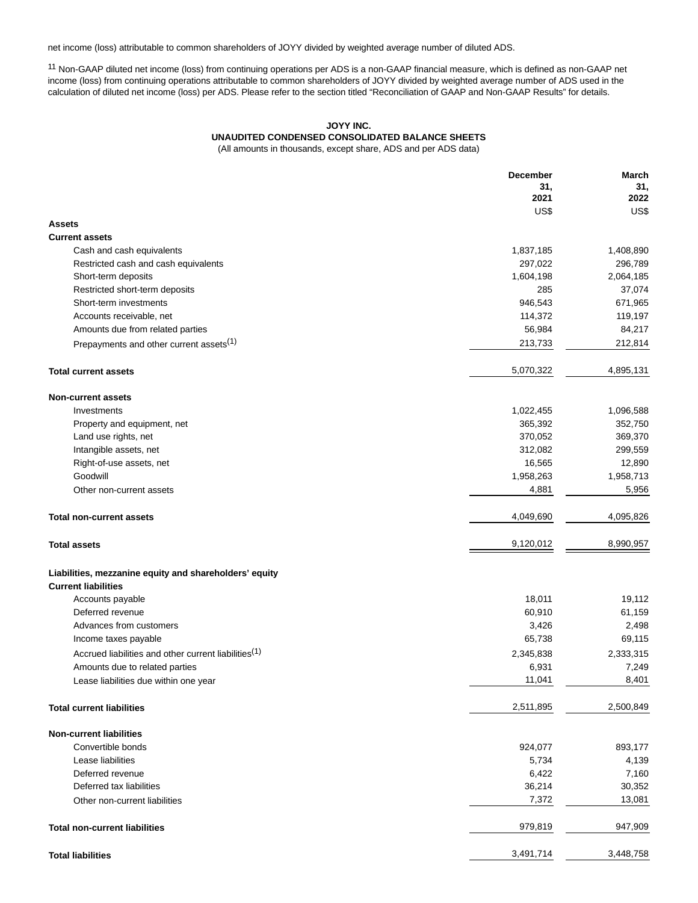net income (loss) attributable to common shareholders of JOYY divided by weighted average number of diluted ADS.

[11] Non-GAAP diluted net income (loss) from continuing operations per ADS is a non-GAAP financial measure, which is defined as non-GAAP net income (loss) from continuing operations attributable to common shareholders of JOYY divided by weighted average number of ADS used in the calculation of diluted net income (loss) per ADS. Please refer to the section titled "Reconciliation of GAAP and Non-GAAP Results" for details.

**JOYY INC.**
**UNAUDITED CONDENSED CONSOLIDATED BALANCE SHEETS**
(All amounts in thousands, except share, ADS and per ADS data)

| | December 31, 2021 | March 31, 2022 |
|---|---|---|
| | US$ | US$ |
| **Assets** | | |
| **Current assets** | | |
| Cash and cash equivalents | 1,837,185 | 1,408,890 |
| Restricted cash and cash equivalents | 297,022 | 296,789 |
| Short-term deposits | 1,604,198 | 2,064,185 |
| Restricted short-term deposits | 285 | 37,074 |
| Short-term investments | 946,543 | 671,965 |
| Accounts receivable, net | 114,372 | 119,197 |
| Amounts due from related parties | 56,984 | 84,217 |
| Prepayments and other current assets(1) | 213,733 | 212,814 |
| **Total current assets** | 5,070,322 | 4,895,131 |
| **Non-current assets** | | |
| Investments | 1,022,455 | 1,096,588 |
| Property and equipment, net | 365,392 | 352,750 |
| Land use rights, net | 370,052 | 369,370 |
| Intangible assets, net | 312,082 | 299,559 |
| Right-of-use assets, net | 16,565 | 12,890 |
| Goodwill | 1,958,263 | 1,958,713 |
| Other non-current assets | 4,881 | 5,956 |
| **Total non-current assets** | 4,049,690 | 4,095,826 |
| **Total assets** | 9,120,012 | 8,990,957 |
| **Liabilities, mezzanine equity and shareholders' equity** | | |
| **Current liabilities** | | |
| Accounts payable | 18,011 | 19,112 |
| Deferred revenue | 60,910 | 61,159 |
| Advances from customers | 3,426 | 2,498 |
| Income taxes payable | 65,738 | 69,115 |
| Accrued liabilities and other current liabilities(1) | 2,345,838 | 2,333,315 |
| Amounts due to related parties | 6,931 | 7,249 |
| Lease liabilities due within one year | 11,041 | 8,401 |
| **Total current liabilities** | 2,511,895 | 2,500,849 |
| **Non-current liabilities** | | |
| Convertible bonds | 924,077 | 893,177 |
| Lease liabilities | 5,734 | 4,139 |
| Deferred revenue | 6,422 | 7,160 |
| Deferred tax liabilities | 36,214 | 30,352 |
| Other non-current liabilities | 7,372 | 13,081 |
| **Total non-current liabilities** | 979,819 | 947,909 |
| **Total liabilities** | 3,491,714 | 3,448,758 |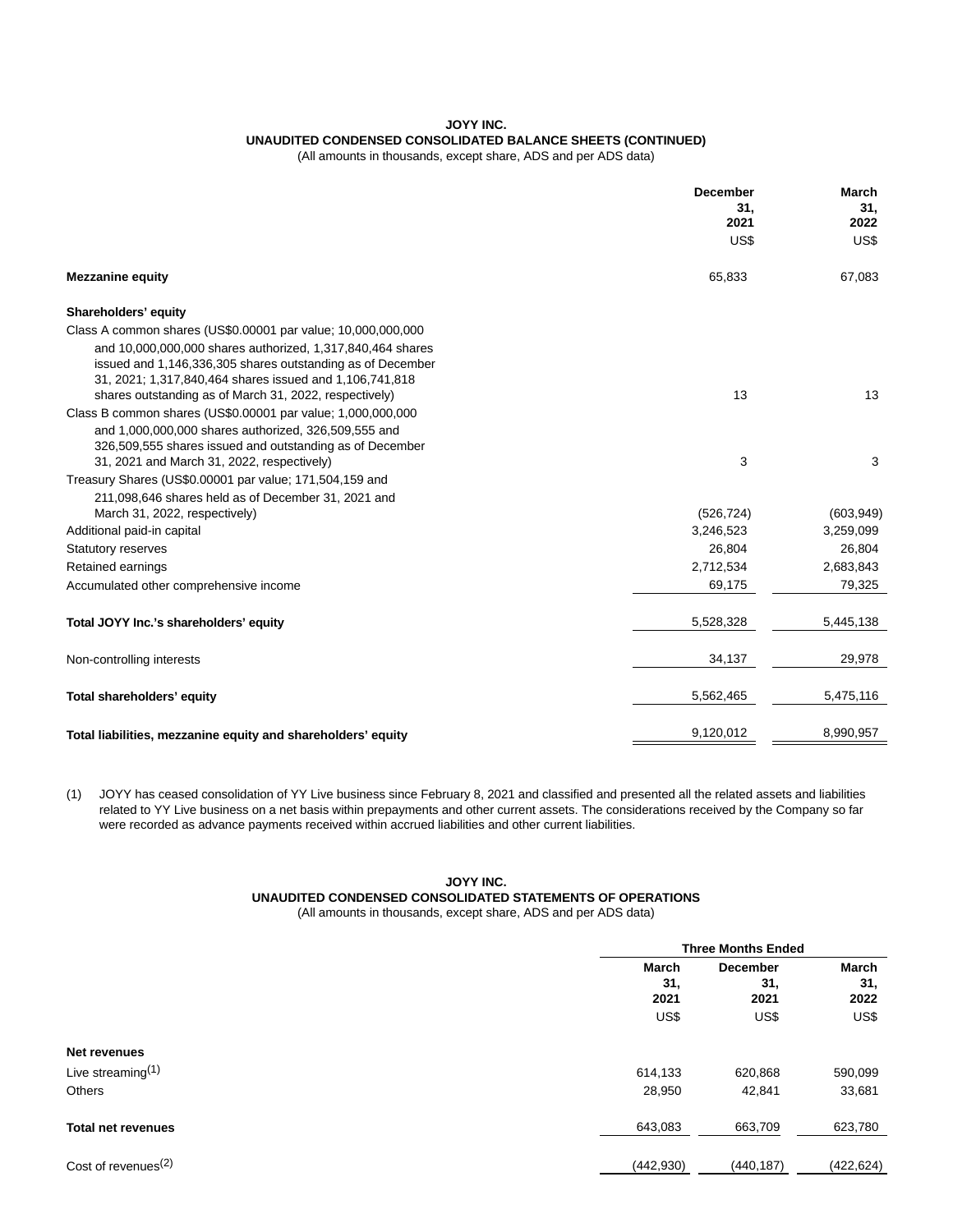**JOYY INC.**
**UNAUDITED CONDENSED CONSOLIDATED BALANCE SHEETS (CONTINUED)**
(All amounts in thousands, except share, ADS and per ADS data)

| | December 31, 2021 | March 31, 2022 |
|---|---|---|
| | US$ | US$ |
| **Mezzanine equity** | 65,833 | 67,083 |
| **Shareholders' equity** | | |
| Class A common shares (US$0.00001 par value; 10,000,000,000 and 10,000,000,000 shares authorized, 1,317,840,464 shares issued and 1,146,336,305 shares outstanding as of December 31, 2021; 1,317,840,464 shares issued and 1,106,741,818 shares outstanding as of March 31, 2022, respectively) | 13 | 13 |
| Class B common shares (US$0.00001 par value; 1,000,000,000 and 1,000,000,000 shares authorized, 326,509,555 and 326,509,555 shares issued and outstanding as of December 31, 2021 and March 31, 2022, respectively) | 3 | 3 |
| Treasury Shares (US$0.00001 par value; 171,504,159 and 211,098,646 shares held as of December 31, 2021 and March 31, 2022, respectively) | (526,724) | (603,949) |
| Additional paid-in capital | 3,246,523 | 3,259,099 |
| Statutory reserves | 26,804 | 26,804 |
| Retained earnings | 2,712,534 | 2,683,843 |
| Accumulated other comprehensive income | 69,175 | 79,325 |
| **Total JOYY Inc.'s shareholders' equity** | 5,528,328 | 5,445,138 |
| Non-controlling interests | 34,137 | 29,978 |
| **Total shareholders' equity** | 5,562,465 | 5,475,116 |
| **Total liabilities, mezzanine equity and shareholders' equity** | 9,120,012 | 8,990,957 |

(1) JOYY has ceased consolidation of YY Live business since February 8, 2021 and classified and presented all the related assets and liabilities related to YY Live business on a net basis within prepayments and other current assets. The considerations received by the Company so far were recorded as advance payments received within accrued liabilities and other current liabilities.

**JOYY INC.**
**UNAUDITED CONDENSED CONSOLIDATED STATEMENTS OF OPERATIONS**
(All amounts in thousands, except share, ADS and per ADS data)

| | Three Months Ended | | |
|---|---|---|---|
| | March 31, 2021 | December 31, 2021 | March 31, 2022 |
| | US$ | US$ | US$ |
| **Net revenues** | | | |
| Live streaming(1) | 614,133 | 620,868 | 590,099 |
| Others | 28,950 | 42,841 | 33,681 |
| **Total net revenues** | 643,083 | 663,709 | 623,780 |
| Cost of revenues(2) | (442,930) | (440,187) | (422,624) |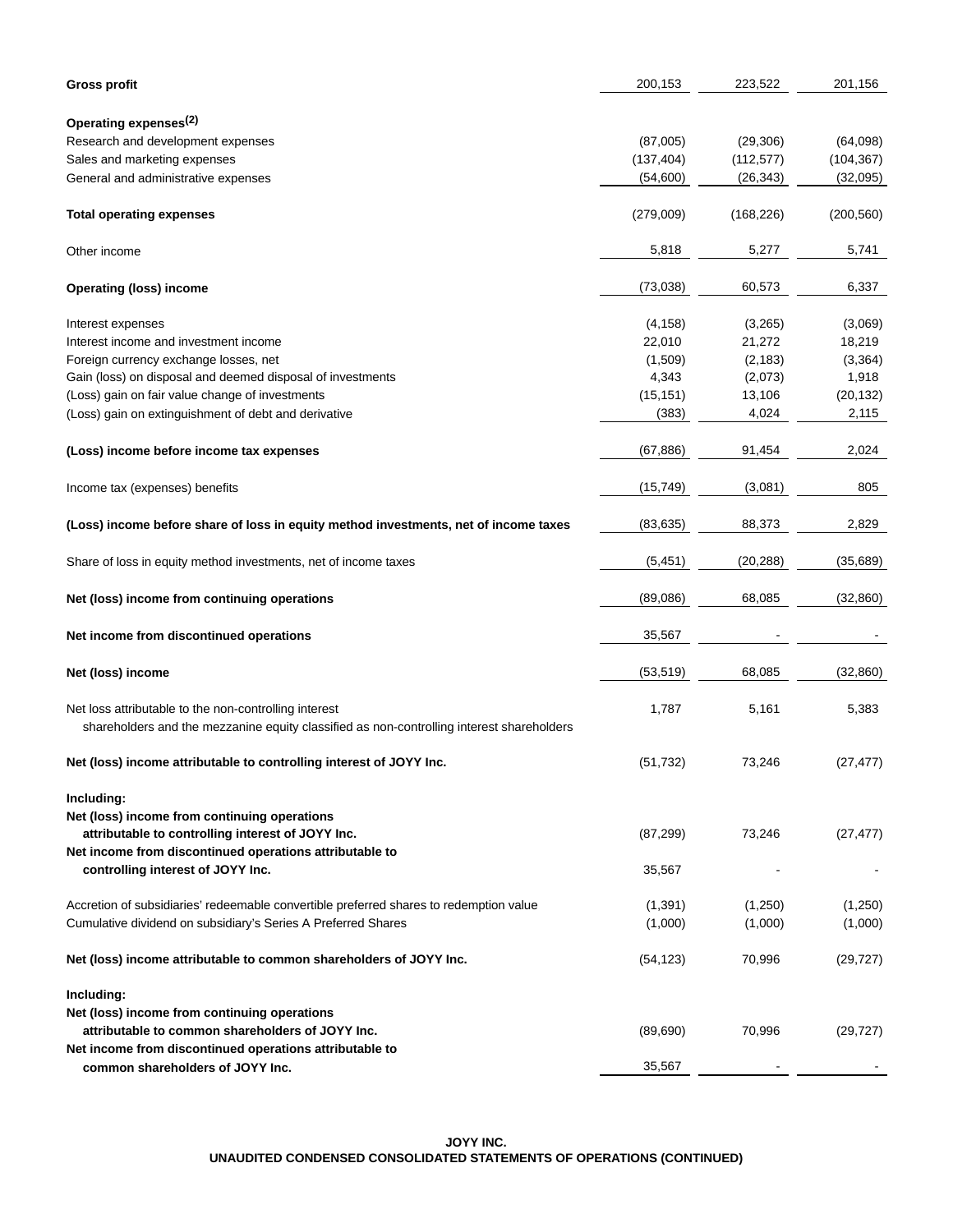| | | | |
|---|---|---|---|
| **Gross profit** | 200,153 | 223,522 | 201,156 |
| **Operating expenses**[(2)] | | | |
| Research and development expenses | (87,005) | (29,306) | (64,098) |
| Sales and marketing expenses | (137,404) | (112,577) | (104,367) |
| General and administrative expenses | (54,600) | (26,343) | (32,095) |
| **Total operating expenses** | (279,009) | (168,226) | (200,560) |
| Other income | 5,818 | 5,277 | 5,741 |
| **Operating (loss) income** | (73,038) | 60,573 | 6,337 |
| Interest expenses | (4,158) | (3,265) | (3,069) |
| Interest income and investment income | 22,010 | 21,272 | 18,219 |
| Foreign currency exchange losses, net | (1,509) | (2,183) | (3,364) |
| Gain (loss) on disposal and deemed disposal of investments | 4,343 | (2,073) | 1,918 |
| (Loss) gain on fair value change of investments | (15,151) | 13,106 | (20,132) |
| (Loss) gain on extinguishment of debt and derivative | (383) | 4,024 | 2,115 |
| **(Loss) income before income tax expenses** | (67,886) | 91,454 | 2,024 |
| Income tax (expenses) benefits | (15,749) | (3,081) | 805 |
| **(Loss) income before share of loss in equity method investments, net of income taxes** | (83,635) | 88,373 | 2,829 |
| Share of loss in equity method investments, net of income taxes | (5,451) | (20,288) | (35,689) |
| **Net (loss) income from continuing operations** | (89,086) | 68,085 | (32,860) |
| **Net income from discontinued operations** | 35,567 | - | - |
| **Net (loss) income** | (53,519) | 68,085 | (32,860) |
| Net loss attributable to the non-controlling interest shareholders and the mezzanine equity classified as non-controlling interest shareholders | 1,787 | 5,161 | 5,383 |
| **Net (loss) income attributable to controlling interest of JOYY Inc.** | (51,732) | 73,246 | (27,477) |
| **Including:** | | | |
| **Net (loss) income from continuing operations attributable to controlling interest of JOYY Inc.** | (87,299) | 73,246 | (27,477) |
| **Net income from discontinued operations attributable to controlling interest of JOYY Inc.** | 35,567 | - | - |
| Accretion of subsidiaries' redeemable convertible preferred shares to redemption value | (1,391) | (1,250) | (1,250) |
| Cumulative dividend on subsidiary's Series A Preferred Shares | (1,000) | (1,000) | (1,000) |
| **Net (loss) income attributable to common shareholders of JOYY Inc.** | (54,123) | 70,996 | (29,727) |
| **Including:** | | | |
| **Net (loss) income from continuing operations attributable to common shareholders of JOYY Inc.** | (89,690) | 70,996 | (29,727) |
| **Net income from discontinued operations attributable to common shareholders of JOYY Inc.** | 35,567 | - | - |

**JOYY INC.**
**UNAUDITED CONDENSED CONSOLIDATED STATEMENTS OF OPERATIONS (CONTINUED)**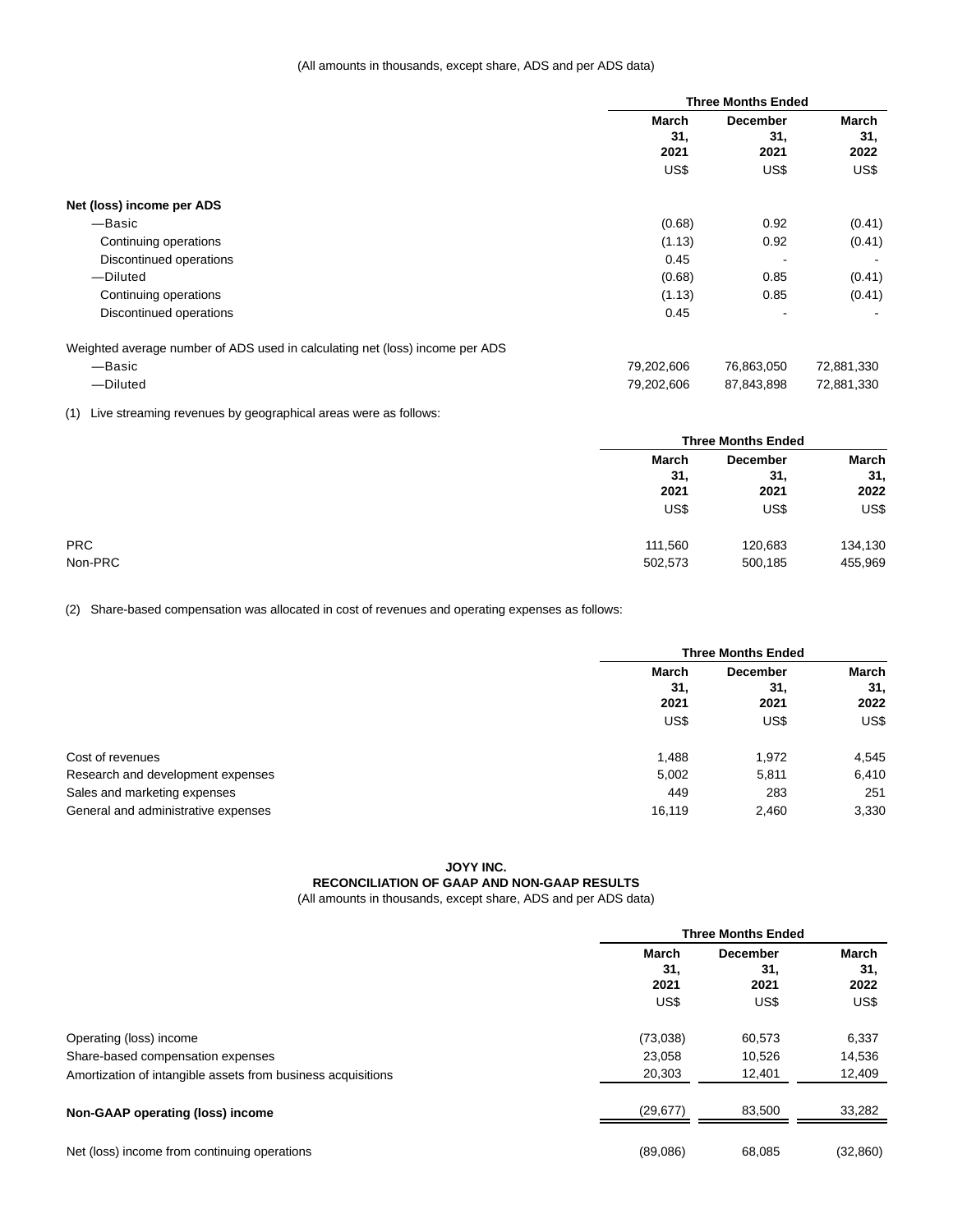(All amounts in thousands, except share, ADS and per ADS data)

| | Three Months Ended | | |
|---|---|---|---|
| | March 31, 2021 | December 31, 2021 | March 31, 2022 |
| | US$ | US$ | US$ |
| **Net (loss) income per ADS** | | | |
| —Basic | (0.68) | 0.92 | (0.41) |
| Continuing operations | (1.13) | 0.92 | (0.41) |
| Discontinued operations | 0.45 | - | - |
| —Diluted | (0.68) | 0.85 | (0.41) |
| Continuing operations | (1.13) | 0.85 | (0.41) |
| Discontinued operations | 0.45 | - | - |
| Weighted average number of ADS used in calculating net (loss) income per ADS | | | |
| —Basic | 79,202,606 | 76,863,050 | 72,881,330 |
| —Diluted | 79,202,606 | 87,843,898 | 72,881,330 |

(1) Live streaming revenues by geographical areas were as follows:

| | Three Months Ended | | |
|---|---|---|---|
| | March 31, 2021 | December 31, 2021 | March 31, 2022 |
| | US$ | US$ | US$ |
| PRC | 111,560 | 120,683 | 134,130 |
| Non-PRC | 502,573 | 500,185 | 455,969 |

(2) Share-based compensation was allocated in cost of revenues and operating expenses as follows:

| | Three Months Ended | | |
|---|---|---|---|
| | March 31, 2021 | December 31, 2021 | March 31, 2022 |
| | US$ | US$ | US$ |
| Cost of revenues | 1,488 | 1,972 | 4,545 |
| Research and development expenses | 5,002 | 5,811 | 6,410 |
| Sales and marketing expenses | 449 | 283 | 251 |
| General and administrative expenses | 16,119 | 2,460 | 3,330 |

**JOYY INC.**
**RECONCILIATION OF GAAP AND NON-GAAP RESULTS**
(All amounts in thousands, except share, ADS and per ADS data)

| | Three Months Ended | | |
|---|---|---|---|
| | March 31, 2021 | December 31, 2021 | March 31, 2022 |
| | US$ | US$ | US$ |
| Operating (loss) income | (73,038) | 60,573 | 6,337 |
| Share-based compensation expenses | 23,058 | 10,526 | 14,536 |
| Amortization of intangible assets from business acquisitions | 20,303 | 12,401 | 12,409 |
| **Non-GAAP operating (loss) income** | (29,677) | 83,500 | 33,282 |
| Net (loss) income from continuing operations | (89,086) | 68,085 | (32,860) |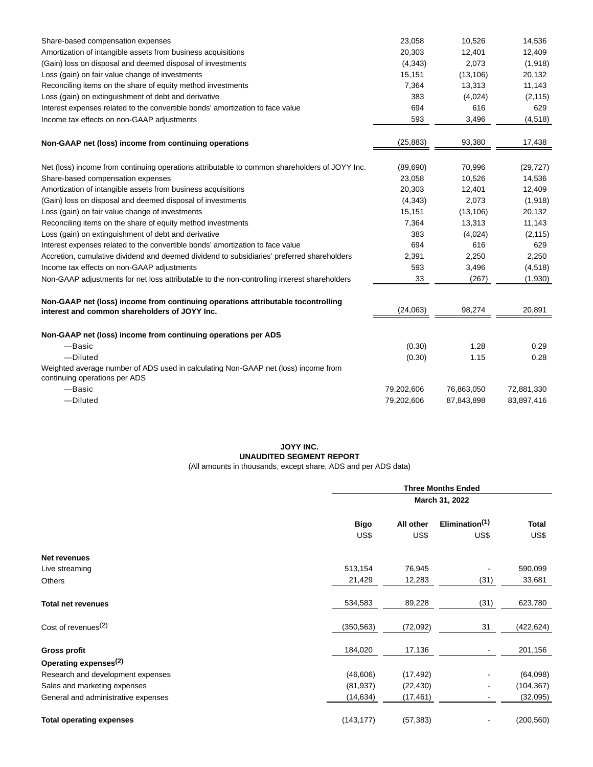| | | | |
|---|---|---|---|
| Share-based compensation expenses | 23,058 | 10,526 | 14,536 |
| Amortization of intangible assets from business acquisitions | 20,303 | 12,401 | 12,409 |
| (Gain) loss on disposal and deemed disposal of investments | (4,343) | 2,073 | (1,918) |
| Loss (gain) on fair value change of investments | 15,151 | (13,106) | 20,132 |
| Reconciling items on the share of equity method investments | 7,364 | 13,313 | 11,143 |
| Loss (gain) on extinguishment of debt and derivative | 383 | (4,024) | (2,115) |
| Interest expenses related to the convertible bonds' amortization to face value | 694 | 616 | 629 |
| Income tax effects on non-GAAP adjustments | 593 | 3,496 | (4,518) |
| **Non-GAAP net (loss) income from continuing operations** | (25,883) | 93,380 | 17,438 |
| Net (loss) income from continuing operations attributable to common shareholders of JOYY Inc. | (89,690) | 70,996 | (29,727) |
| Share-based compensation expenses | 23,058 | 10,526 | 14,536 |
| Amortization of intangible assets from business acquisitions | 20,303 | 12,401 | 12,409 |
| (Gain) loss on disposal and deemed disposal of investments | (4,343) | 2,073 | (1,918) |
| Loss (gain) on fair value change of investments | 15,151 | (13,106) | 20,132 |
| Reconciling items on the share of equity method investments | 7,364 | 13,313 | 11,143 |
| Loss (gain) on extinguishment of debt and derivative | 383 | (4,024) | (2,115) |
| Interest expenses related to the convertible bonds' amortization to face value | 694 | 616 | 629 |
| Accretion, cumulative dividend and deemed dividend to subsidiaries' preferred shareholders | 2,391 | 2,250 | 2,250 |
| Income tax effects on non-GAAP adjustments | 593 | 3,496 | (4,518) |
| Non-GAAP adjustments for net loss attributable to the non-controlling interest shareholders | 33 | (267) | (1,930) |
| **Non-GAAP net (loss) income from continuing operations attributable tocontrolling interest and common shareholders of JOYY Inc.** | (24,063) | 98,274 | 20,891 |
| **Non-GAAP net (loss) income from continuing operations per ADS** | | | |
| —Basic | (0.30) | 1.28 | 0.29 |
| —Diluted | (0.30) | 1.15 | 0.28 |
| Weighted average number of ADS used in calculating Non-GAAP net (loss) income from continuing operations per ADS | | | |
| —Basic | 79,202,606 | 76,863,050 | 72,881,330 |
| —Diluted | 79,202,606 | 87,843,898 | 83,897,416 |

**JOYY INC.**
**UNAUDITED SEGMENT REPORT**
(All amounts in thousands, except share, ADS and per ADS data)

| | Three Months Ended March 31, 2022 | | | |
|---|---|---|---|---|
| | **Bigo** US$ | **All other** US$ | **Elimination[1]** US$ | **Total** US$ |
| **Net revenues** | | | | |
| Live streaming | 513,154 | 76,945 | - | 590,099 |
| Others | 21,429 | 12,283 | (31) | 33,681 |
| **Total net revenues** | 534,583 | 89,228 | (31) | 623,780 |
| Cost of revenues[2] | (350,563) | (72,092) | 31 | (422,624) |
| **Gross profit** | 184,020 | 17,136 | - | 201,156 |
| **Operating expenses[2]** | | | | |
| Research and development expenses | (46,606) | (17,492) | - | (64,098) |
| Sales and marketing expenses | (81,937) | (22,430) | - | (104,367) |
| General and administrative expenses | (14,634) | (17,461) | - | (32,095) |
| **Total operating expenses** | (143,177) | (57,383) | - | (200,560) |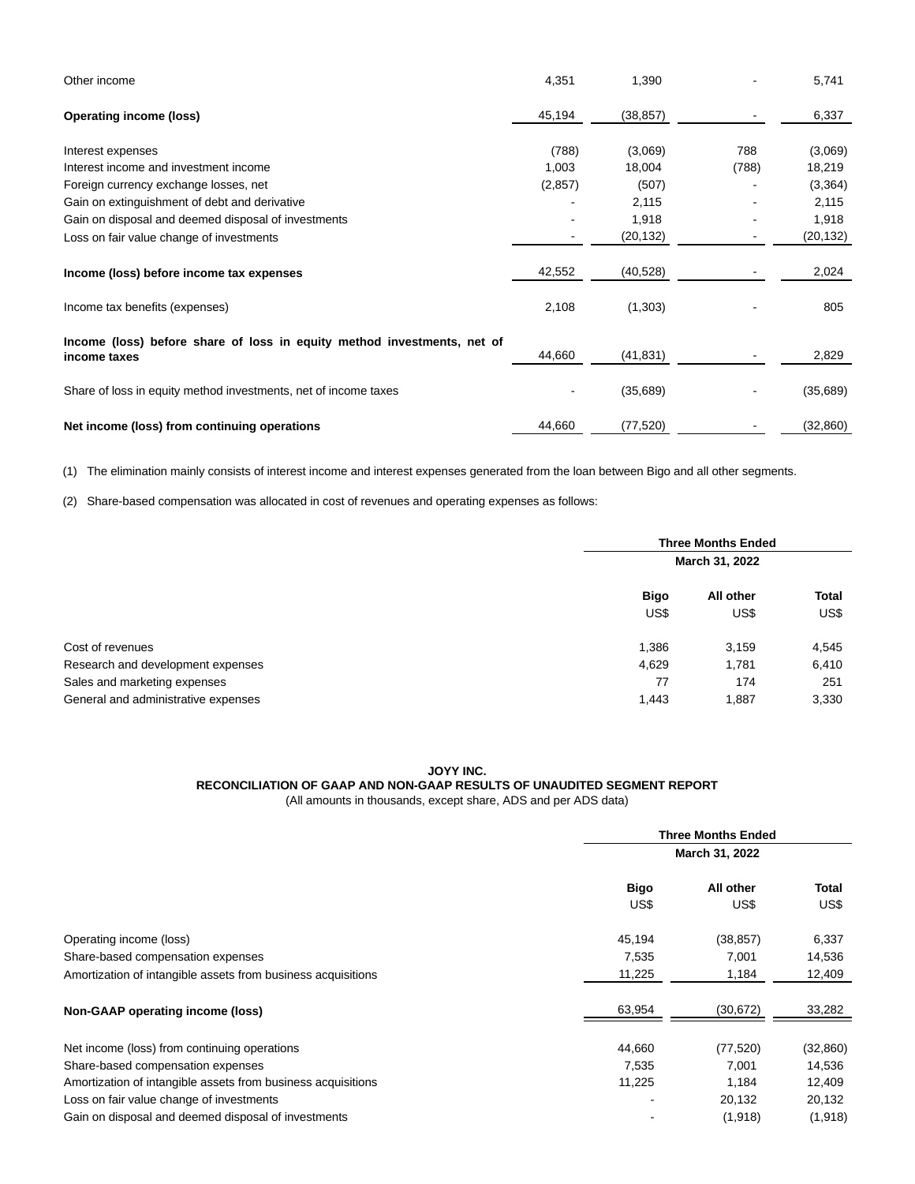| | | | | |
|---|---|---|---|---|
| Other income | 4,351 | 1,390 | - | 5,741 |
| **Operating income (loss)** | 45,194 | (38,857) | - | 6,337 |
| Interest expenses | (788) | (3,069) | 788 | (3,069) |
| Interest income and investment income | 1,003 | 18,004 | (788) | 18,219 |
| Foreign currency exchange losses, net | (2,857) | (507) | - | (3,364) |
| Gain on extinguishment of debt and derivative | - | 2,115 | - | 2,115 |
| Gain on disposal and deemed disposal of investments | - | 1,918 | - | 1,918 |
| Loss on fair value change of investments | - | (20,132) | - | (20,132) |
| **Income (loss) before income tax expenses** | 42,552 | (40,528) | - | 2,024 |
| Income tax benefits (expenses) | 2,108 | (1,303) | - | 805 |
| **Income (loss) before share of loss in equity method investments, net of income taxes** | 44,660 | (41,831) | - | 2,829 |
| Share of loss in equity method investments, net of income taxes | - | (35,689) | - | (35,689) |
| **Net income (loss) from continuing operations** | 44,660 | (77,520) | - | (32,860) |

(1) The elimination mainly consists of interest income and interest expenses generated from the loan between Bigo and all other segments.

(2) Share-based compensation was allocated in cost of revenues and operating expenses as follows:

| | Three Months Ended March 31, 2022 | | |
|---|---|---|---|
| | **Bigo** | **All other** | **Total** |
| | US$ | US$ | US$ |
| Cost of revenues | 1,386 | 3,159 | 4,545 |
| Research and development expenses | 4,629 | 1,781 | 6,410 |
| Sales and marketing expenses | 77 | 174 | 251 |
| General and administrative expenses | 1,443 | 1,887 | 3,330 |

**JOYY INC.**
**RECONCILIATION OF GAAP AND NON-GAAP RESULTS OF UNAUDITED SEGMENT REPORT**
(All amounts in thousands, except share, ADS and per ADS data)

| | Three Months Ended March 31, 2022 | | |
|---|---|---|---|
| | **Bigo** | **All other** | **Total** |
| | US$ | US$ | US$ |
| Operating income (loss) | 45,194 | (38,857) | 6,337 |
| Share-based compensation expenses | 7,535 | 7,001 | 14,536 |
| Amortization of intangible assets from business acquisitions | 11,225 | 1,184 | 12,409 |
| **Non-GAAP operating income (loss)** | 63,954 | (30,672) | 33,282 |
| Net income (loss) from continuing operations | 44,660 | (77,520) | (32,860) |
| Share-based compensation expenses | 7,535 | 7,001 | 14,536 |
| Amortization of intangible assets from business acquisitions | 11,225 | 1,184 | 12,409 |
| Loss on fair value change of investments | - | 20,132 | 20,132 |
| Gain on disposal and deemed disposal of investments | - | (1,918) | (1,918) |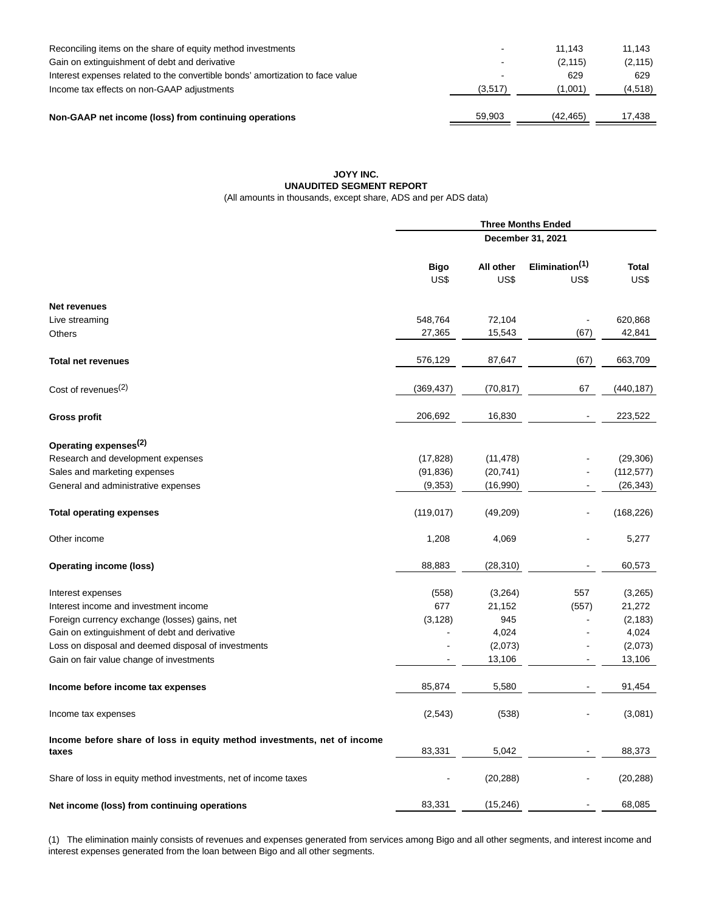| | | | |
|---|---|---|---|
| Reconciling items on the share of equity method investments | - | 11,143 | 11,143 |
| Gain on extinguishment of debt and derivative | - | (2,115) | (2,115) |
| Interest expenses related to the convertible bonds' amortization to face value | - | 629 | 629 |
| Income tax effects on non-GAAP adjustments | (3,517) | (1,001) | (4,518) |
| **Non-GAAP net income (loss) from continuing operations** | 59,903 | (42,465) | 17,438 |

**JOYY INC.**
**UNAUDITED SEGMENT REPORT**
(All amounts in thousands, except share, ADS and per ADS data)

| | Three Months Ended December 31, 2021 | | | |
|---|---|---|---|---|
| | **Bigo** US$ | **All other** US$ | **Elimination[(1)]** US$ | **Total** US$ |
| **Net revenues** | | | | |
| Live streaming | 548,764 | 72,104 | - | 620,868 |
| Others | 27,365 | 15,543 | (67) | 42,841 |
| **Total net revenues** | 576,129 | 87,647 | (67) | 663,709 |
| Cost of revenues[(2)] | (369,437) | (70,817) | 67 | (440,187) |
| **Gross profit** | 206,692 | 16,830 | - | 223,522 |
| **Operating expenses[(2)]** | | | | |
| Research and development expenses | (17,828) | (11,478) | - | (29,306) |
| Sales and marketing expenses | (91,836) | (20,741) | - | (112,577) |
| General and administrative expenses | (9,353) | (16,990) | - | (26,343) |
| **Total operating expenses** | (119,017) | (49,209) | - | (168,226) |
| Other income | 1,208 | 4,069 | - | 5,277 |
| **Operating income (loss)** | 88,883 | (28,310) | - | 60,573 |
| Interest expenses | (558) | (3,264) | 557 | (3,265) |
| Interest income and investment income | 677 | 21,152 | (557) | 21,272 |
| Foreign currency exchange (losses) gains, net | (3,128) | 945 | - | (2,183) |
| Gain on extinguishment of debt and derivative | - | 4,024 | - | 4,024 |
| Loss on disposal and deemed disposal of investments | - | (2,073) | - | (2,073) |
| Gain on fair value change of investments | - | 13,106 | - | 13,106 |
| **Income before income tax expenses** | 85,874 | 5,580 | - | 91,454 |
| Income tax expenses | (2,543) | (538) | - | (3,081) |
| **Income before share of loss in equity method investments, net of income taxes** | 83,331 | 5,042 | - | 88,373 |
| Share of loss in equity method investments, net of income taxes | - | (20,288) | - | (20,288) |
| **Net income (loss) from continuing operations** | 83,331 | (15,246) | - | 68,085 |

(1) The elimination mainly consists of revenues and expenses generated from services among Bigo and all other segments, and interest income and interest expenses generated from the loan between Bigo and all other segments.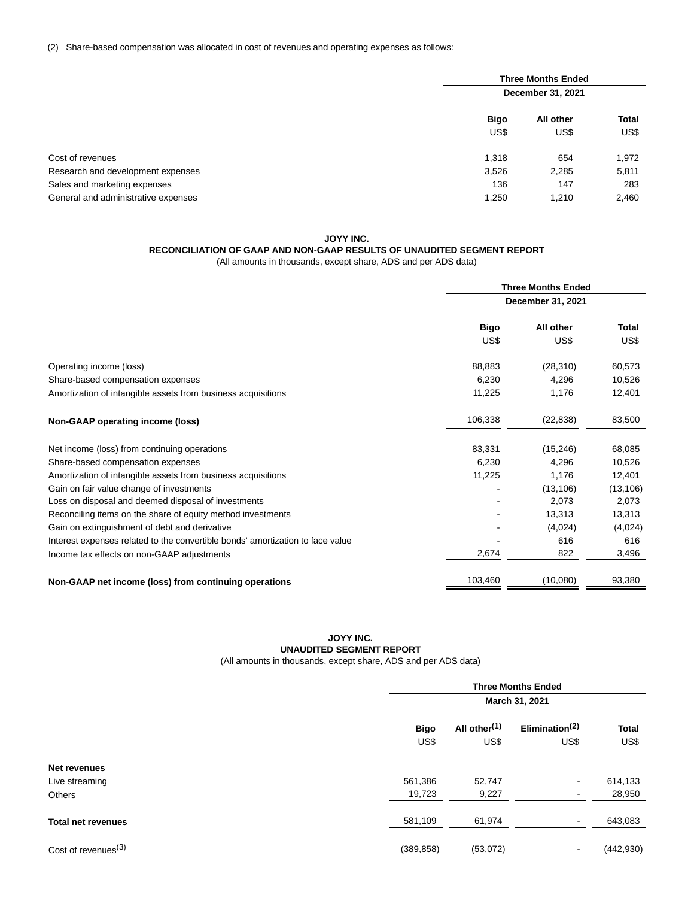(2) Share-based compensation was allocated in cost of revenues and operating expenses as follows:

| | Three Months Ended December 31, 2021 | | |
|---|---|---|---|
| | Bigo | All other | Total |
| | US$ | US$ | US$ |
| Cost of revenues | 1,318 | 654 | 1,972 |
| Research and development expenses | 3,526 | 2,285 | 5,811 |
| Sales and marketing expenses | 136 | 147 | 283 |
| General and administrative expenses | 1,250 | 1,210 | 2,460 |

**JOYY INC.**
**RECONCILIATION OF GAAP AND NON-GAAP RESULTS OF UNAUDITED SEGMENT REPORT**
(All amounts in thousands, except share, ADS and per ADS data)

| | Three Months Ended December 31, 2021 | | |
|---|---|---|---|
| | Bigo | All other | Total |
| | US$ | US$ | US$ |
| Operating income (loss) | 88,883 | (28,310) | 60,573 |
| Share-based compensation expenses | 6,230 | 4,296 | 10,526 |
| Amortization of intangible assets from business acquisitions | 11,225 | 1,176 | 12,401 |
| **Non-GAAP operating income (loss)** | 106,338 | (22,838) | 83,500 |
| Net income (loss) from continuing operations | 83,331 | (15,246) | 68,085 |
| Share-based compensation expenses | 6,230 | 4,296 | 10,526 |
| Amortization of intangible assets from business acquisitions | 11,225 | 1,176 | 12,401 |
| Gain on fair value change of investments | - | (13,106) | (13,106) |
| Loss on disposal and deemed disposal of investments | - | 2,073 | 2,073 |
| Reconciling items on the share of equity method investments | - | 13,313 | 13,313 |
| Gain on extinguishment of debt and derivative | - | (4,024) | (4,024) |
| Interest expenses related to the convertible bonds' amortization to face value | - | 616 | 616 |
| Income tax effects on non-GAAP adjustments | 2,674 | 822 | 3,496 |
| **Non-GAAP net income (loss) from continuing operations** | 103,460 | (10,080) | 93,380 |

**JOYY INC.**
**UNAUDITED SEGMENT REPORT**
(All amounts in thousands, except share, ADS and per ADS data)

| | Three Months Ended March 31, 2021 | | | |
|---|---|---|---|---|
| | Bigo | All other(1) | Elimination(2) | Total |
| | US$ | US$ | US$ | US$ |
| **Net revenues** | | | | |
| Live streaming | 561,386 | 52,747 | - | 614,133 |
| Others | 19,723 | 9,227 | - | 28,950 |
| **Total net revenues** | 581,109 | 61,974 | - | 643,083 |
| Cost of revenues(3) | (389,858) | (53,072) | - | (442,930) |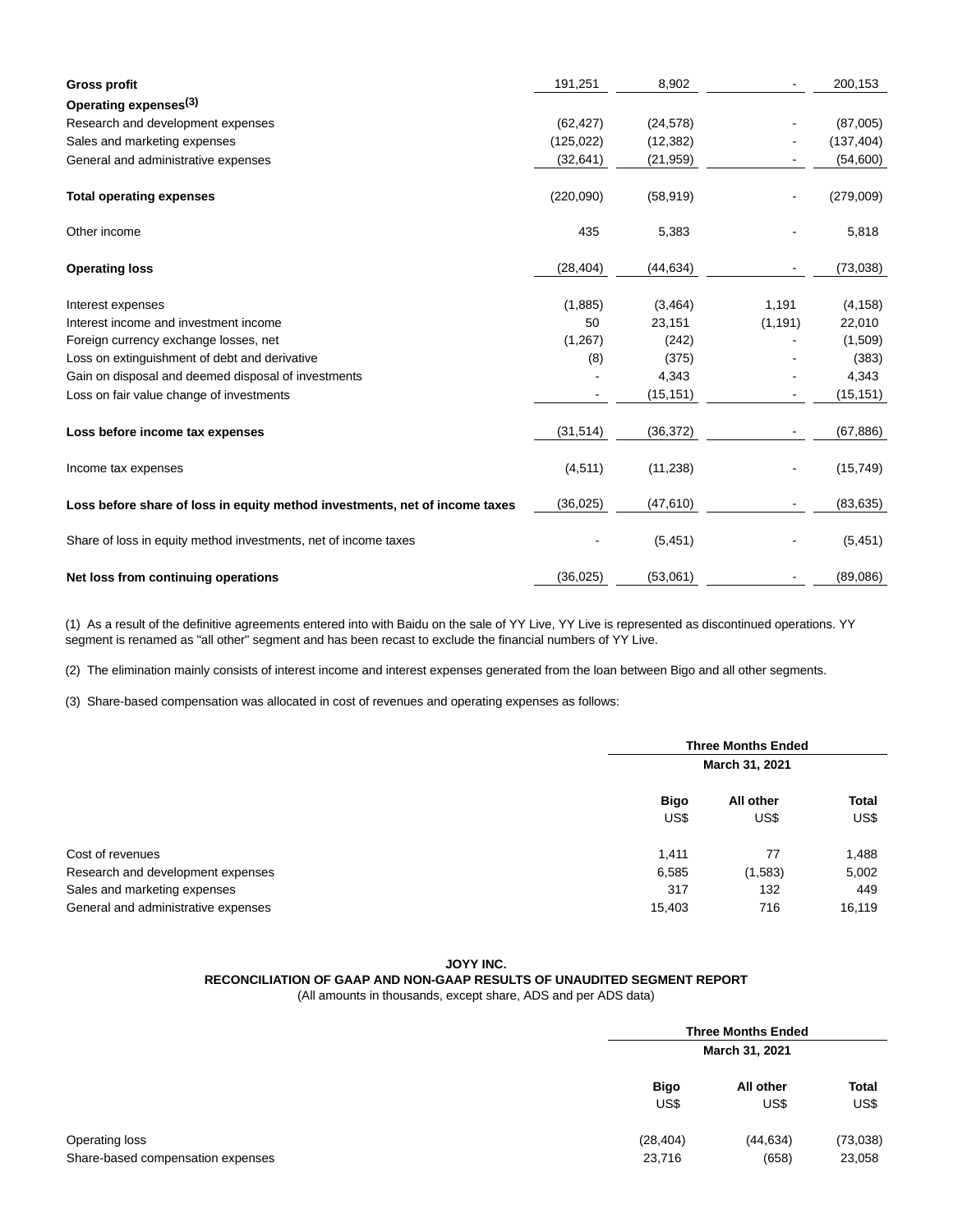| | | | | |
|---|---|---|---|---|
| **Gross profit** | 191,251 | 8,902 | - | 200,153 |
| **Operating expenses[3]** | | | | |
| Research and development expenses | (62,427) | (24,578) | - | (87,005) |
| Sales and marketing expenses | (125,022) | (12,382) | - | (137,404) |
| General and administrative expenses | (32,641) | (21,959) | - | (54,600) |
| **Total operating expenses** | (220,090) | (58,919) | - | (279,009) |
| Other income | 435 | 5,383 | - | 5,818 |
| **Operating loss** | (28,404) | (44,634) | - | (73,038) |
| Interest expenses | (1,885) | (3,464) | 1,191 | (4,158) |
| Interest income and investment income | 50 | 23,151 | (1,191) | 22,010 |
| Foreign currency exchange losses, net | (1,267) | (242) | - | (1,509) |
| Loss on extinguishment of debt and derivative | (8) | (375) | - | (383) |
| Gain on disposal and deemed disposal of investments | - | 4,343 | - | 4,343 |
| Loss on fair value change of investments | - | (15,151) | - | (15,151) |
| **Loss before income tax expenses** | (31,514) | (36,372) | - | (67,886) |
| Income tax expenses | (4,511) | (11,238) | - | (15,749) |
| **Loss before share of loss in equity method investments, net of income taxes** | (36,025) | (47,610) | - | (83,635) |
| Share of loss in equity method investments, net of income taxes | - | (5,451) | - | (5,451) |
| **Net loss from continuing operations** | (36,025) | (53,061) | - | (89,086) |

(1) As a result of the definitive agreements entered into with Baidu on the sale of YY Live, YY Live is represented as discontinued operations. YY segment is renamed as "all other" segment and has been recast to exclude the financial numbers of YY Live.

(2) The elimination mainly consists of interest income and interest expenses generated from the loan between Bigo and all other segments.

(3) Share-based compensation was allocated in cost of revenues and operating expenses as follows:

| | Three Months Ended March 31, 2021 | | |
|---|---|---|---|
| | **Bigo** US$ | **All other** US$ | **Total** US$ |
| Cost of revenues | 1,411 | 77 | 1,488 |
| Research and development expenses | 6,585 | (1,583) | 5,002 |
| Sales and marketing expenses | 317 | 132 | 449 |
| General and administrative expenses | 15,403 | 716 | 16,119 |

**JOYY INC.**

**RECONCILIATION OF GAAP AND NON-GAAP RESULTS OF UNAUDITED SEGMENT REPORT**

(All amounts in thousands, except share, ADS and per ADS data)

| | Three Months Ended March 31, 2021 | | |
|---|---|---|---|
| | **Bigo** US$ | **All other** US$ | **Total** US$ |
| Operating loss | (28,404) | (44,634) | (73,038) |
| Share-based compensation expenses | 23,716 | (658) | 23,058 |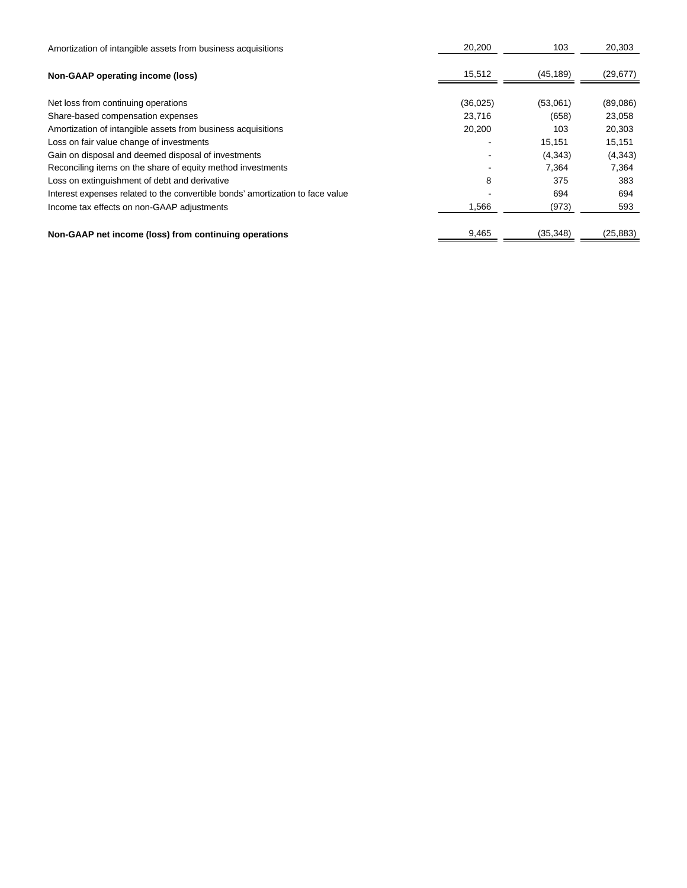| | | | |
|---|---|---|---|
| Amortization of intangible assets from business acquisitions | 20,200 | 103 | 20,303 |
| **Non-GAAP operating income (loss)** | 15,512 | (45,189) | (29,677) |
| Net loss from continuing operations | (36,025) | (53,061) | (89,086) |
| Share-based compensation expenses | 23,716 | (658) | 23,058 |
| Amortization of intangible assets from business acquisitions | 20,200 | 103 | 20,303 |
| Loss on fair value change of investments | - | 15,151 | 15,151 |
| Gain on disposal and deemed disposal of investments | - | (4,343) | (4,343) |
| Reconciling items on the share of equity method investments | - | 7,364 | 7,364 |
| Loss on extinguishment of debt and derivative | 8 | 375 | 383 |
| Interest expenses related to the convertible bonds' amortization to face value | - | 694 | 694 |
| Income tax effects on non-GAAP adjustments | 1,566 | (973) | 593 |
| **Non-GAAP net income (loss) from continuing operations** | 9,465 | (35,348) | (25,883) |